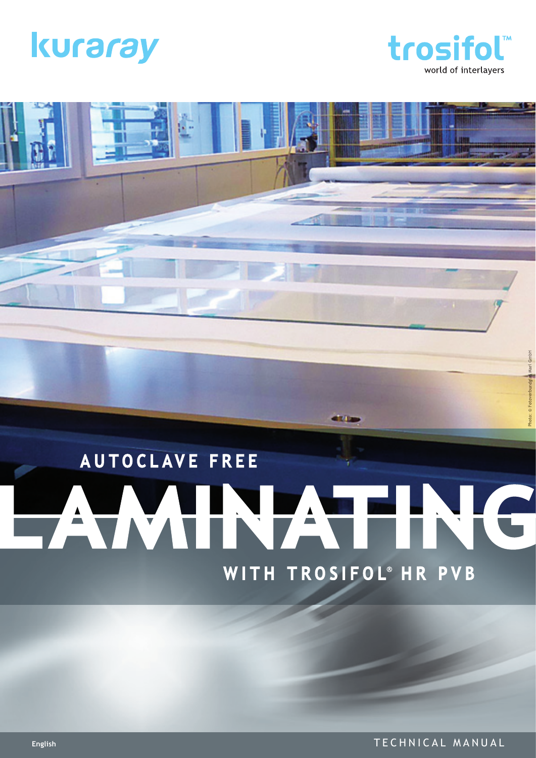kuraray

trosifol™
world of interlayers

Photo: © Fotoverbundglas Marl GmbH

# AUTOCLAVE FREE LAMINATING WITH TROSIFOL® HR PVB

English

TECHNICAL MANUAL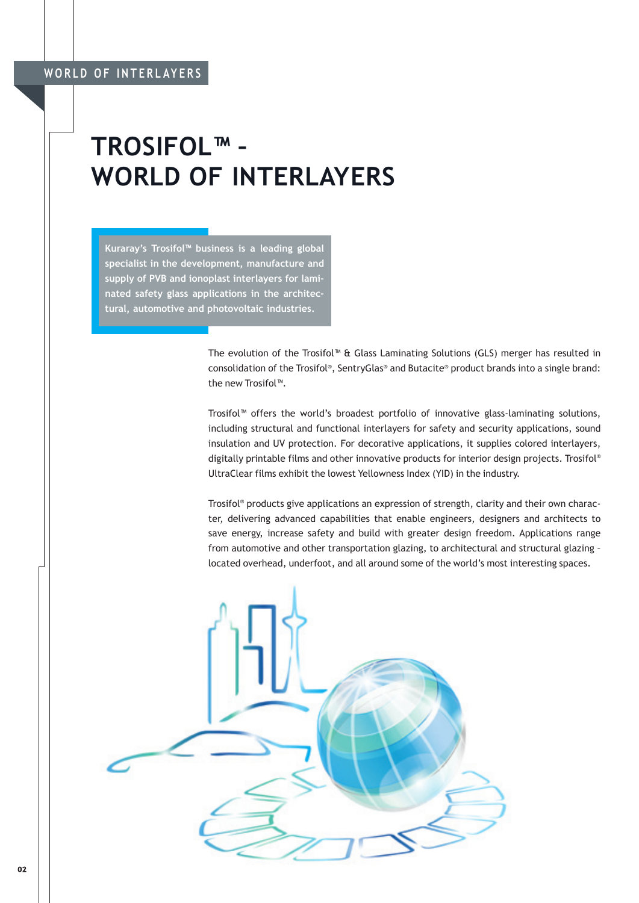# TROSIFOL™ – WORLD OF INTERLAYERS

**Kuraray's Trosifol™ business is a leading global specialist in the development, manufacture and supply of PVB and ionoplast interlayers for laminated safety glass applications in the architectural, automotive and photovoltaic industries.**

The evolution of the Trosifol™ & Glass Laminating Solutions (GLS) merger has resulted in consolidation of the Trosifol®, SentryGlas® and Butacite® product brands into a single brand: the new Trosifol™.

Trosifol™ offers the world's broadest portfolio of innovative glass-laminating solutions, including structural and functional interlayers for safety and security applications, sound insulation and UV protection. For decorative applications, it supplies colored interlayers, digitally printable films and other innovative products for interior design projects. Trosifol® UltraClear films exhibit the lowest Yellowness Index (YID) in the industry.

Trosifol® products give applications an expression of strength, clarity and their own character, delivering advanced capabilities that enable engineers, designers and architects to save energy, increase safety and build with greater design freedom. Applications range from automotive and other transportation glazing, to architectural and structural glazing – located overhead, underfoot, and all around some of the world's most interesting spaces.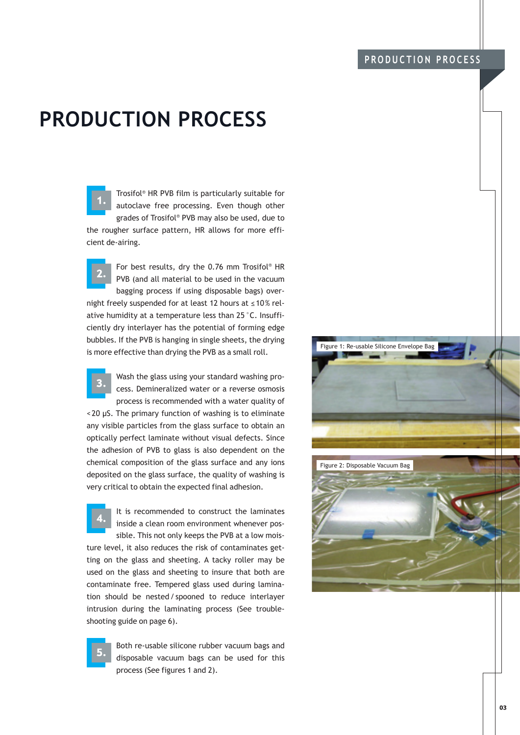# PRODUCTION PROCESS

**1.** Trosifol® HR PVB film is particularly suitable for autoclave free processing. Even though other grades of Trosifol® PVB may also be used, due to the rougher surface pattern, HR allows for more efficient de-airing.

**2.** For best results, dry the 0.76 mm Trosifol® HR PVB (and all material to be used in the vacuum bagging process if using disposable bags) overnight freely suspended for at least 12 hours at ≤ 10 % relative humidity at a temperature less than 25 °C. Insufficiently dry interlayer has the potential of forming edge bubbles. If the PVB is hanging in single sheets, the drying is more effective than drying the PVB as a small roll.

**3.** Wash the glass using your standard washing process. Demineralized water or a reverse osmosis process is recommended with a water quality of < 20 µS. The primary function of washing is to eliminate any visible particles from the glass surface to obtain an optically perfect laminate without visual defects. Since the adhesion of PVB to glass is also dependent on the chemical composition of the glass surface and any ions deposited on the glass surface, the quality of washing is very critical to obtain the expected final adhesion.

**4.** It is recommended to construct the laminates inside a clean room environment whenever possible. This not only keeps the PVB at a low moisture level, it also reduces the risk of contaminates getting on the glass and sheeting. A tacky roller may be used on the glass and sheeting to insure that both are contaminate free. Tempered glass used during lamination should be nested / spooned to reduce interlayer intrusion during the laminating process (See troubleshooting guide on page 6).

**5.** Both re-usable silicone rubber vacuum bags and disposable vacuum bags can be used for this process (See figures 1 and 2).

Figure 1: Re-usable Silicone Envelope Bag

Figure 2: Disposable Vacuum Bag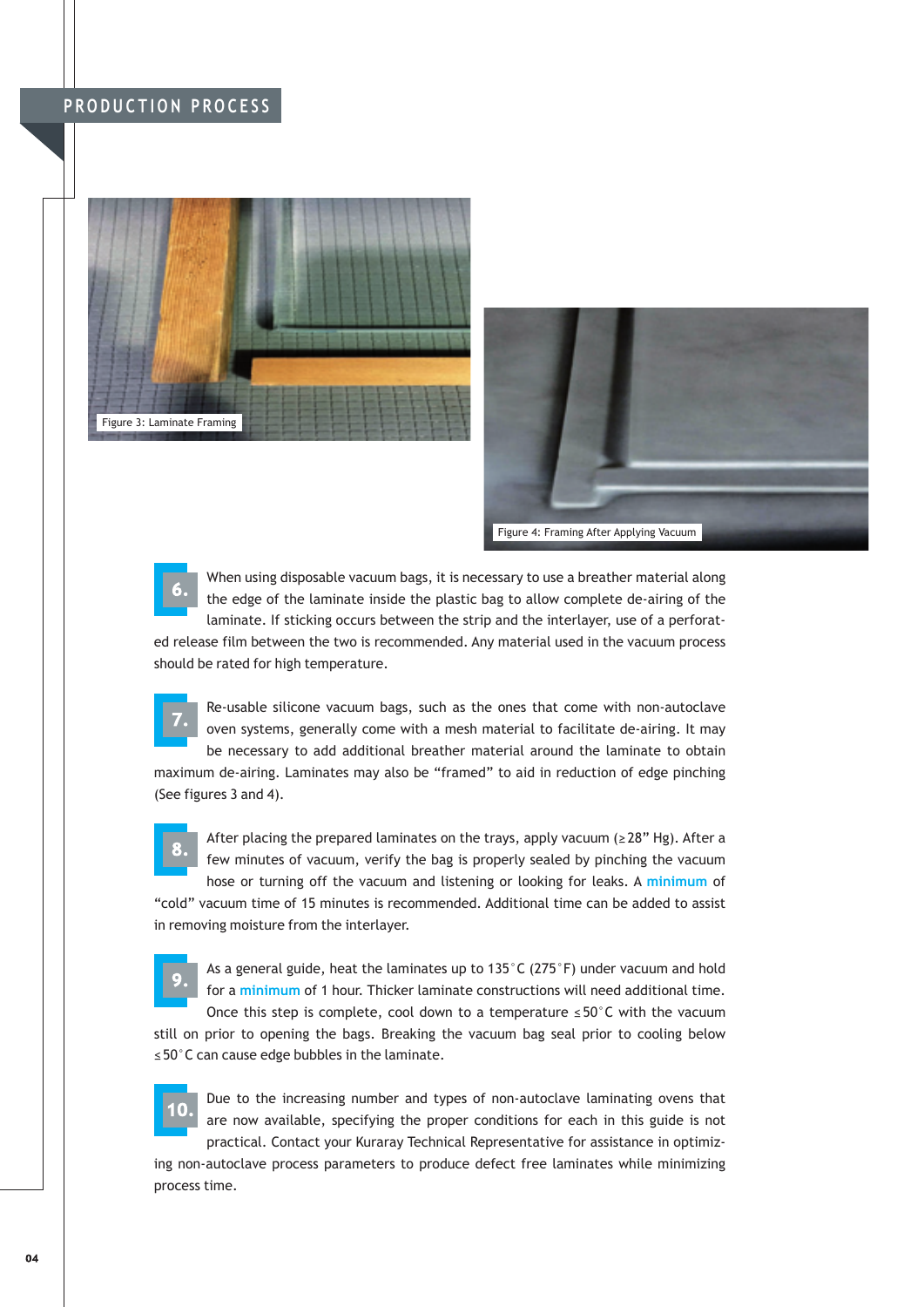## PRODUCTION PROCESS

Figure 3: Laminate Framing

Figure 4: Framing After Applying Vacuum

**6.** When using disposable vacuum bags, it is necessary to use a breather material along the edge of the laminate inside the plastic bag to allow complete de-airing of the laminate. If sticking occurs between the strip and the interlayer, use of a perforated release film between the two is recommended. Any material used in the vacuum process should be rated for high temperature.

**7.** Re-usable silicone vacuum bags, such as the ones that come with non-autoclave oven systems, generally come with a mesh material to facilitate de-airing. It may be necessary to add additional breather material around the laminate to obtain maximum de-airing. Laminates may also be "framed" to aid in reduction of edge pinching (See figures 3 and 4).

**8.** After placing the prepared laminates on the trays, apply vacuum (≥28" Hg). After a few minutes of vacuum, verify the bag is properly sealed by pinching the vacuum hose or turning off the vacuum and listening or looking for leaks. A **minimum** of "cold" vacuum time of 15 minutes is recommended. Additional time can be added to assist in removing moisture from the interlayer.

**9.** As a general guide, heat the laminates up to 135°C (275°F) under vacuum and hold for a **minimum** of 1 hour. Thicker laminate constructions will need additional time. Once this step is complete, cool down to a temperature ≤50°C with the vacuum still on prior to opening the bags. Breaking the vacuum bag seal prior to cooling below ≤50°C can cause edge bubbles in the laminate.

**10.** Due to the increasing number and types of non-autoclave laminating ovens that are now available, specifying the proper conditions for each in this guide is not practical. Contact your Kuraray Technical Representative for assistance in optimizing non-autoclave process parameters to produce defect free laminates while minimizing process time.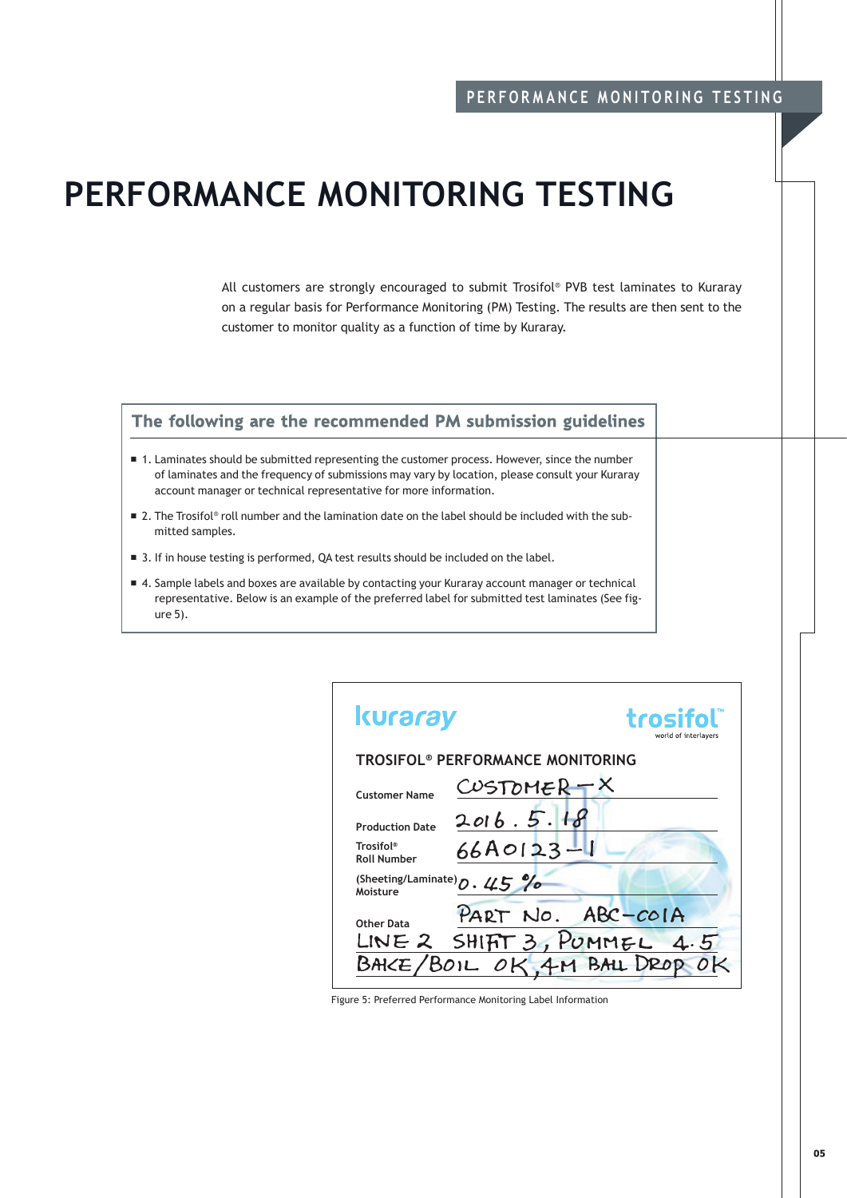# PERFORMANCE MONITORING TESTING

All customers are strongly encouraged to submit Trosifol® PVB test laminates to Kuraray on a regular basis for Performance Monitoring (PM) Testing. The results are then sent to the customer to monitor quality as a function of time by Kuraray.

## The following are the recommended PM submission guidelines

- 1. Laminates should be submitted representing the customer process. However, since the number of laminates and the frequency of submissions may vary by location, please consult your Kuraray account manager or technical representative for more information.
- 2. The Trosifol® roll number and the lamination date on the label should be included with the submitted samples.
- 3. If in house testing is performed, QA test results should be included on the label.
- 4. Sample labels and boxes are available by contacting your Kuraray account manager or technical representative. Below is an example of the preferred label for submitted test laminates (See figure 5).

kuraray — trosifol™ world of interlayers

**TROSIFOL® PERFORMANCE MONITORING**

| Field | Value |
|---|---|
| Customer Name | CUSTOMER – X |
| Production Date | 2016 . 5 . 18 |
| Trosifol® Roll Number | 66A0123–1 |
| (Sheeting/Laminate) Moisture | 0 . 45 % |
| Other Data | PART NO. ABC–C01A |

LINE 2 SHIFT 3, POMMEL 4.5
BAKE/BOIL OK, 4M BALL DROP OK

Figure 5: Preferred Performance Monitoring Label Information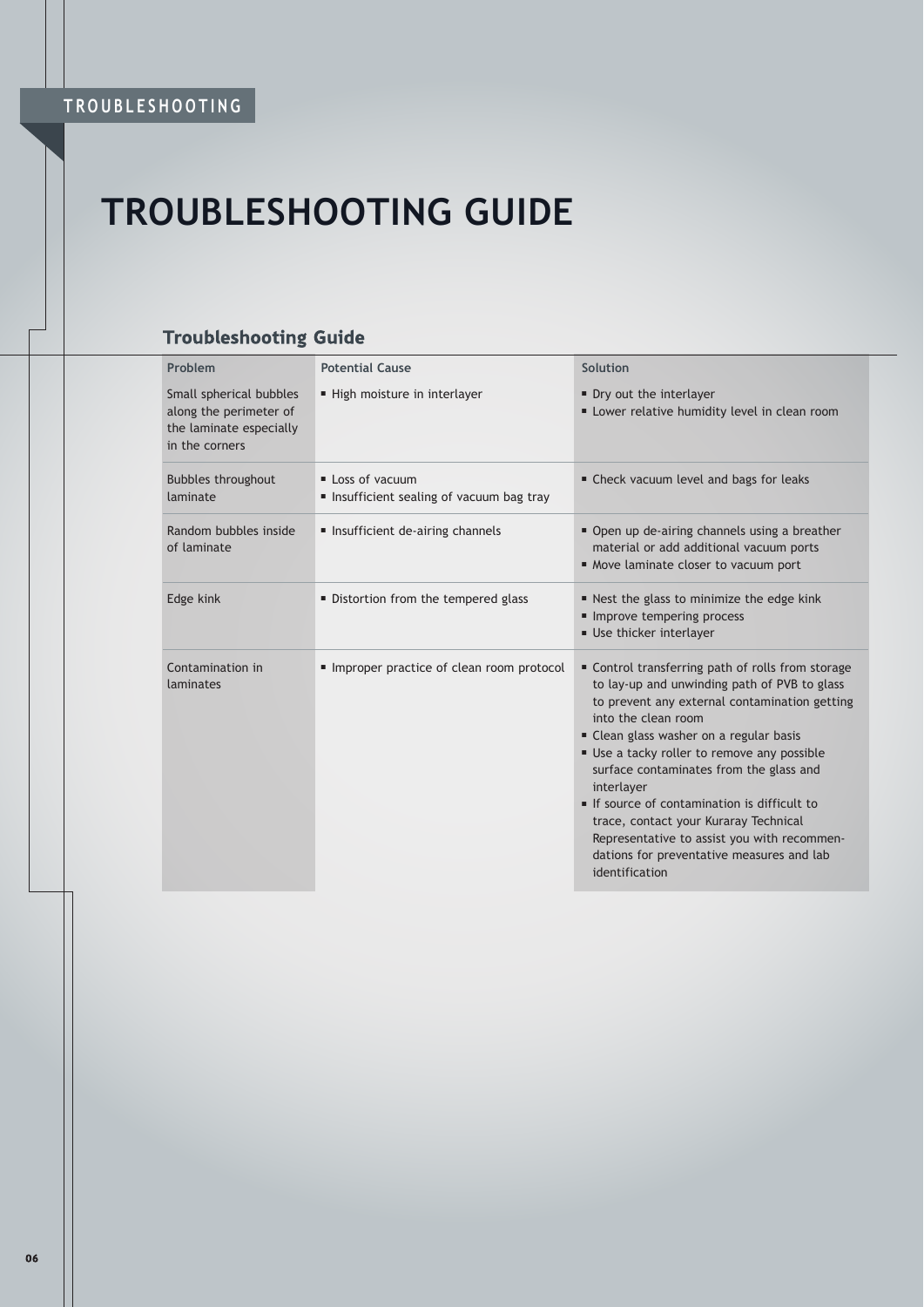# TROUBLESHOOTING GUIDE

## Troubleshooting Guide

| Problem | Potential Cause | Solution |
|---|---|---|
| Small spherical bubbles along the perimeter of the laminate especially in the corners | ▪ High moisture in interlayer | ▪ Dry out the interlayer<br>▪ Lower relative humidity level in clean room |
| Bubbles throughout laminate | ▪ Loss of vacuum<br>▪ Insufficient sealing of vacuum bag tray | ▪ Check vacuum level and bags for leaks |
| Random bubbles inside of laminate | ▪ Insufficient de-airing channels | ▪ Open up de-airing channels using a breather material or add additional vacuum ports<br>▪ Move laminate closer to vacuum port |
| Edge kink | ▪ Distortion from the tempered glass | ▪ Nest the glass to minimize the edge kink<br>▪ Improve tempering process<br>▪ Use thicker interlayer |
| Contamination in laminates | ▪ Improper practice of clean room protocol | ▪ Control transferring path of rolls from storage to lay-up and unwinding path of PVB to glass to prevent any external contamination getting into the clean room<br>▪ Clean glass washer on a regular basis<br>▪ Use a tacky roller to remove any possible surface contaminates from the glass and interlayer<br>▪ If source of contamination is difficult to trace, contact your Kuraray Technical Representative to assist you with recommendations for preventative measures and lab identification |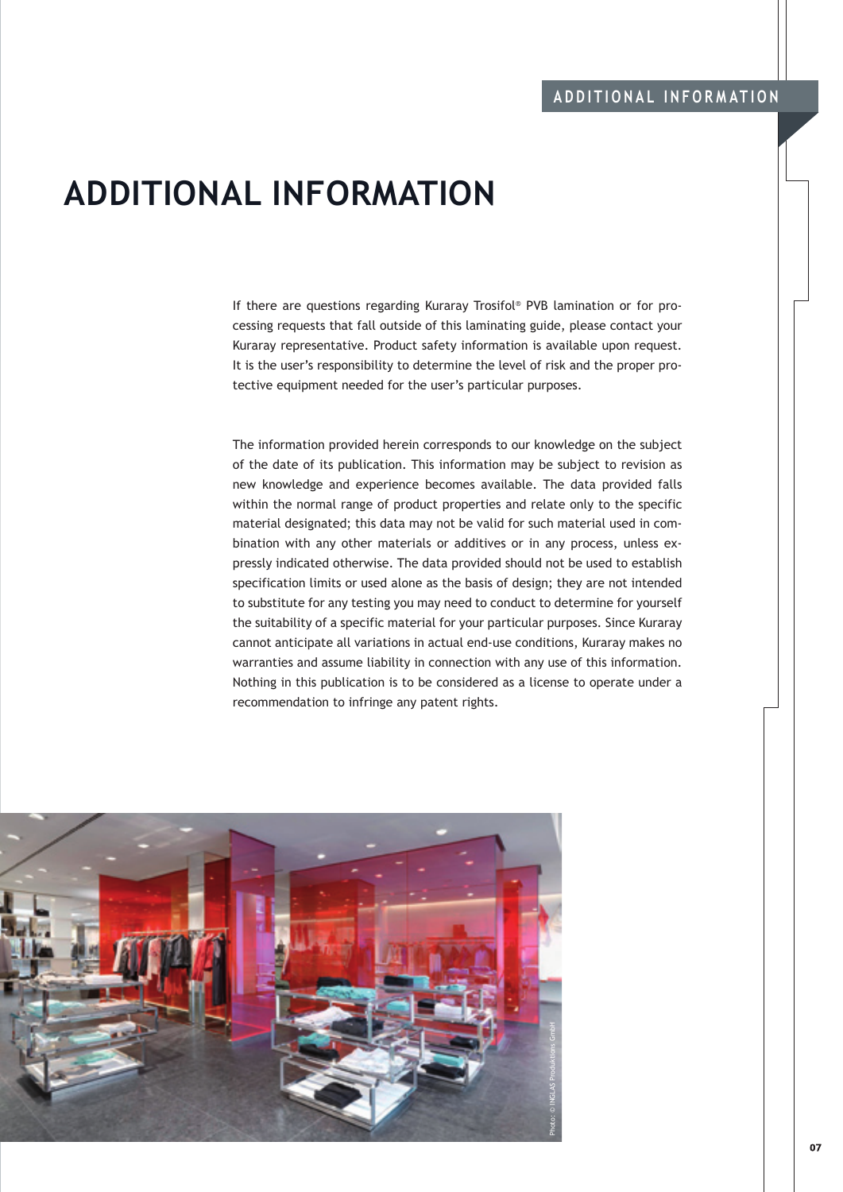# ADDITIONAL INFORMATION

If there are questions regarding Kuraray Trosifol® PVB lamination or for processing requests that fall outside of this laminating guide, please contact your Kuraray representative. Product safety information is available upon request. It is the user's responsibility to determine the level of risk and the proper protective equipment needed for the user's particular purposes.

The information provided herein corresponds to our knowledge on the subject of the date of its publication. This information may be subject to revision as new knowledge and experience becomes available. The data provided falls within the normal range of product properties and relate only to the specific material designated; this data may not be valid for such material used in combination with any other materials or additives or in any process, unless expressly indicated otherwise. The data provided should not be used to establish specification limits or used alone as the basis of design; they are not intended to substitute for any testing you may need to conduct to determine for yourself the suitability of a specific material for your particular purposes. Since Kuraray cannot anticipate all variations in actual end-use conditions, Kuraray makes no warranties and assume liability in connection with any use of this information. Nothing in this publication is to be considered as a license to operate under a recommendation to infringe any patent rights.

Photo: © INGLAS Produktions GmbH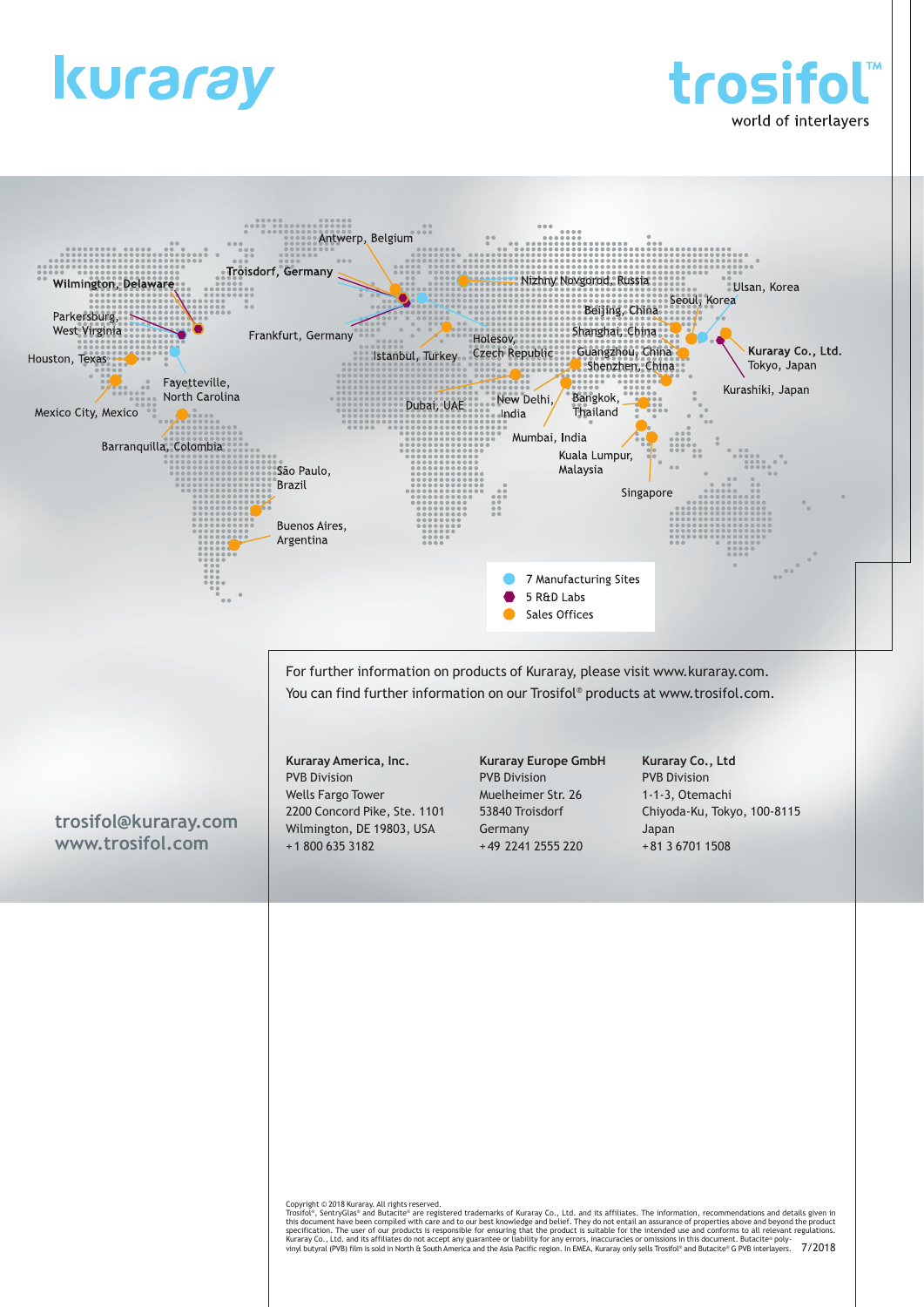kuraray

trosifol™
world of interlayers

Antwerp, Belgium
Troisdorf, Germany
Wilmington, Delaware
Parkersburg, West Virginia
Houston, Texas
Mexico City, Mexico
Fayetteville, North Carolina
Barranquilla, Colombia
São Paulo, Brazil
Buenos Aires, Argentina
Frankfurt, Germany
Istanbul, Turkey
Holesov, Czech Republic
Nizhny Novgorod, Russia
Dubai, UAE
New Delhi, India
Mumbai, India
Beijing, China
Shanghai, China
Guangzhou, China
Shenzhen, China
Bangkok, Thailand
Kuala Lumpur, Malaysia
Singapore
Seoul, Korea
Ulsan, Korea
Kuraray Co., Ltd. Tokyo, Japan
Kurashiki, Japan

7 Manufacturing Sites
5 R&D Labs
Sales Offices

For further information on products of Kuraray, please visit www.kuraray.com.
You can find further information on our Trosifol® products at www.trosifol.com.

trosifol@kuraray.com
www.trosifol.com

**Kuraray America, Inc.**
PVB Division
Wells Fargo Tower
2200 Concord Pike, Ste. 1101
Wilmington, DE 19803, USA
+1 800 635 3182

**Kuraray Europe GmbH**
PVB Division
Muelheimer Str. 26
53840 Troisdorf
Germany
+49 2241 2555 220

**Kuraray Co., Ltd**
PVB Division
1-1-3, Otemachi
Chiyoda-Ku, Tokyo, 100-8115
Japan
+81 3 6701 1508

Copyright © 2018 Kuraray. All rights reserved.
Trosifol®, SentryGlas® and Butacite® are registered trademarks of Kuraray Co., Ltd. and its affiliates. The information, recommendations and details given in this document have been compiled with care and to our best knowledge and belief. They do not entail an assurance of properties above and beyond the product specification. The user of our products is responsible for ensuring that the product is suitable for the intended use and conforms to all relevant regulations. Kuraray Co., Ltd. and its affiliates do not accept any guarantee or liability for any errors, inaccuracies or omissions in this document. Butacite® polyvinyl butyral (PVB) film is sold in North & South America and the Asia Pacific region. In EMEA, Kuraray only sells Trosifol® and Butacite® G PVB interlayers. 7/2018